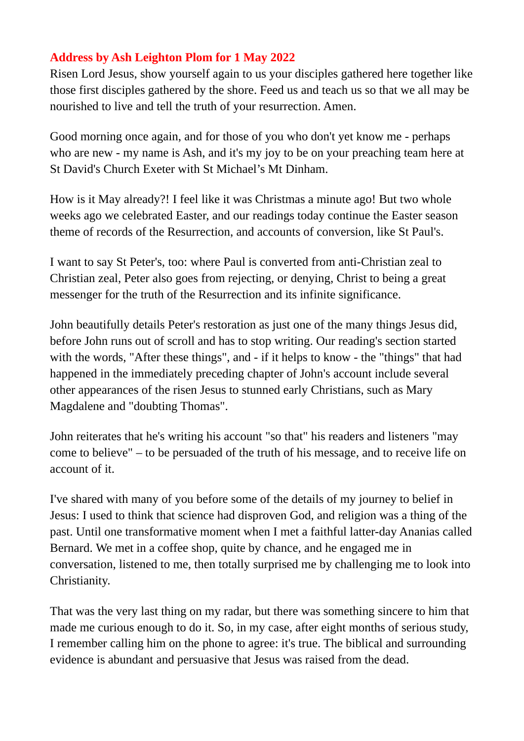**Address by Ash Leighton Plom for 1 May 2022**

Risen Lord Jesus, show yourself again to us your disciples gathered here together like those first disciples gathered by the shore. Feed us and teach us so that we all may be nourished to live and tell the truth of your resurrection. Amen.

Good morning once again, and for those of you who don't yet know me - perhaps who are new - my name is Ash, and it's my joy to be on your preaching team here at St David's Church Exeter with St Michael's Mt Dinham.

How is it May already?! I feel like it was Christmas a minute ago! But two whole weeks ago we celebrated Easter, and our readings today continue the Easter season theme of records of the Resurrection, and accounts of conversion, like St Paul's.

I want to say St Peter's, too: where Paul is converted from anti-Christian zeal to Christian zeal, Peter also goes from rejecting, or denying, Christ to being a great messenger for the truth of the Resurrection and its infinite significance.

John beautifully details Peter's restoration as just one of the many things Jesus did, before John runs out of scroll and has to stop writing. Our reading's section started with the words, "After these things", and - if it helps to know - the "things" that had happened in the immediately preceding chapter of John's account include several other appearances of the risen Jesus to stunned early Christians, such as Mary Magdalene and "doubting Thomas".

John reiterates that he's writing his account "so that" his readers and listeners "may come to believe" – to be persuaded of the truth of his message, and to receive life on account of it.

I've shared with many of you before some of the details of my journey to belief in Jesus: I used to think that science had disproven God, and religion was a thing of the past. Until one transformative moment when I met a faithful latter-day Ananias called Bernard. We met in a coffee shop, quite by chance, and he engaged me in conversation, listened to me, then totally surprised me by challenging me to look into Christianity.

That was the very last thing on my radar, but there was something sincere to him that made me curious enough to do it. So, in my case, after eight months of serious study, I remember calling him on the phone to agree: it's true. The biblical and surrounding evidence is abundant and persuasive that Jesus was raised from the dead.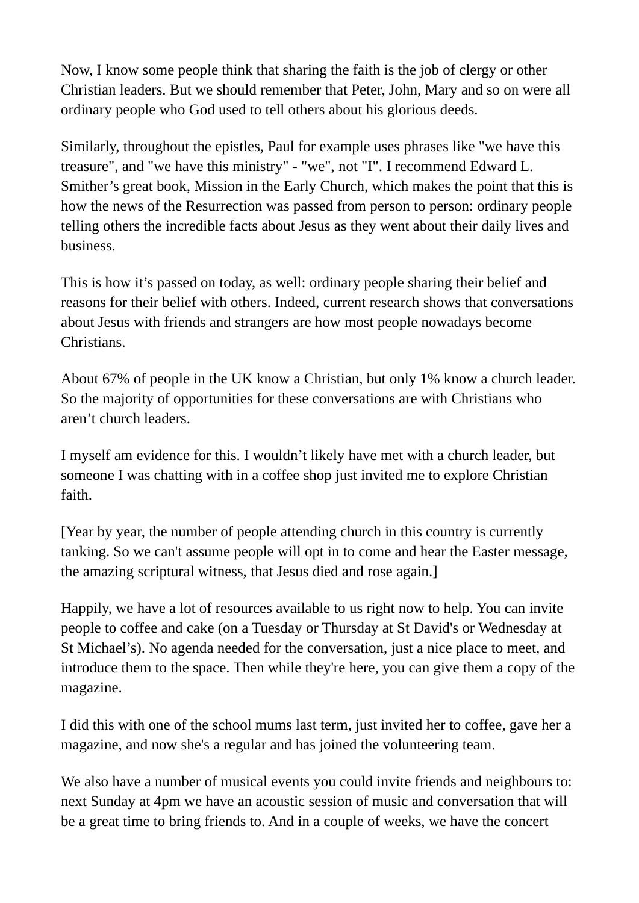Now, I know some people think that sharing the faith is the job of clergy or other Christian leaders. But we should remember that Peter, John, Mary and so on were all ordinary people who God used to tell others about his glorious deeds.

Similarly, throughout the epistles, Paul for example uses phrases like "we have this treasure", and "we have this ministry" - "we", not "I". I recommend Edward L. Smither's great book, Mission in the Early Church, which makes the point that this is how the news of the Resurrection was passed from person to person: ordinary people telling others the incredible facts about Jesus as they went about their daily lives and business.

This is how it's passed on today, as well: ordinary people sharing their belief and reasons for their belief with others. Indeed, current research shows that conversations about Jesus with friends and strangers are how most people nowadays become Christians.

About 67% of people in the UK know a Christian, but only 1% know a church leader. So the majority of opportunities for these conversations are with Christians who aren't church leaders.

I myself am evidence for this. I wouldn't likely have met with a church leader, but someone I was chatting with in a coffee shop just invited me to explore Christian faith.

[Year by year, the number of people attending church in this country is currently tanking. So we can't assume people will opt in to come and hear the Easter message, the amazing scriptural witness, that Jesus died and rose again.]

Happily, we have a lot of resources available to us right now to help. You can invite people to coffee and cake (on a Tuesday or Thursday at St David's or Wednesday at St Michael's). No agenda needed for the conversation, just a nice place to meet, and introduce them to the space. Then while they're here, you can give them a copy of the magazine.

I did this with one of the school mums last term, just invited her to coffee, gave her a magazine, and now she's a regular and has joined the volunteering team.

We also have a number of musical events you could invite friends and neighbours to: next Sunday at 4pm we have an acoustic session of music and conversation that will be a great time to bring friends to. And in a couple of weeks, we have the concert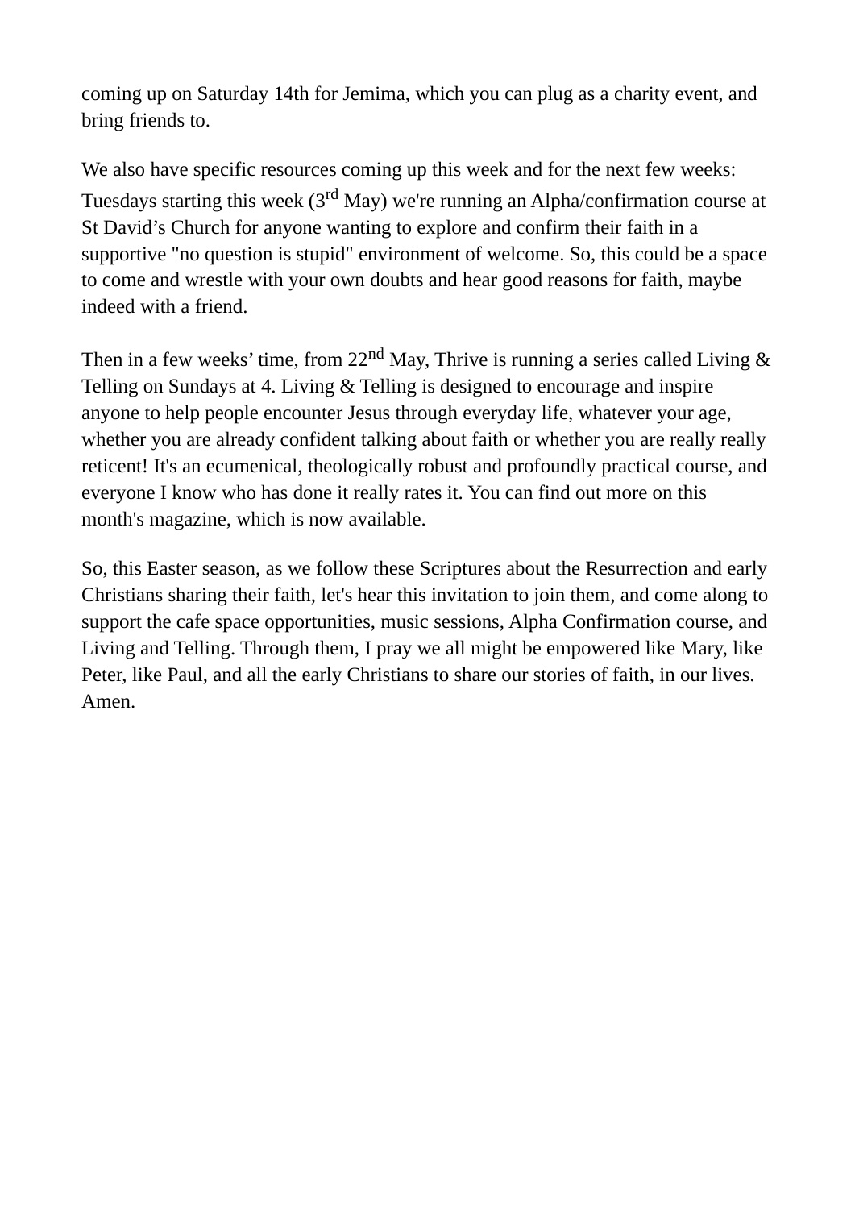coming up on Saturday 14th for Jemima, which you can plug as a charity event, and bring friends to.

We also have specific resources coming up this week and for the next few weeks: Tuesdays starting this week (3rd May) we're running an Alpha/confirmation course at St David's Church for anyone wanting to explore and confirm their faith in a supportive "no question is stupid" environment of welcome. So, this could be a space to come and wrestle with your own doubts and hear good reasons for faith, maybe indeed with a friend.

Then in a few weeks' time, from 22nd May, Thrive is running a series called Living & Telling on Sundays at 4. Living & Telling is designed to encourage and inspire anyone to help people encounter Jesus through everyday life, whatever your age, whether you are already confident talking about faith or whether you are really really reticent! It's an ecumenical, theologically robust and profoundly practical course, and everyone I know who has done it really rates it. You can find out more on this month's magazine, which is now available.

So, this Easter season, as we follow these Scriptures about the Resurrection and early Christians sharing their faith, let's hear this invitation to join them, and come along to support the cafe space opportunities, music sessions, Alpha Confirmation course, and Living and Telling. Through them, I pray we all might be empowered like Mary, like Peter, like Paul, and all the early Christians to share our stories of faith, in our lives. Amen.